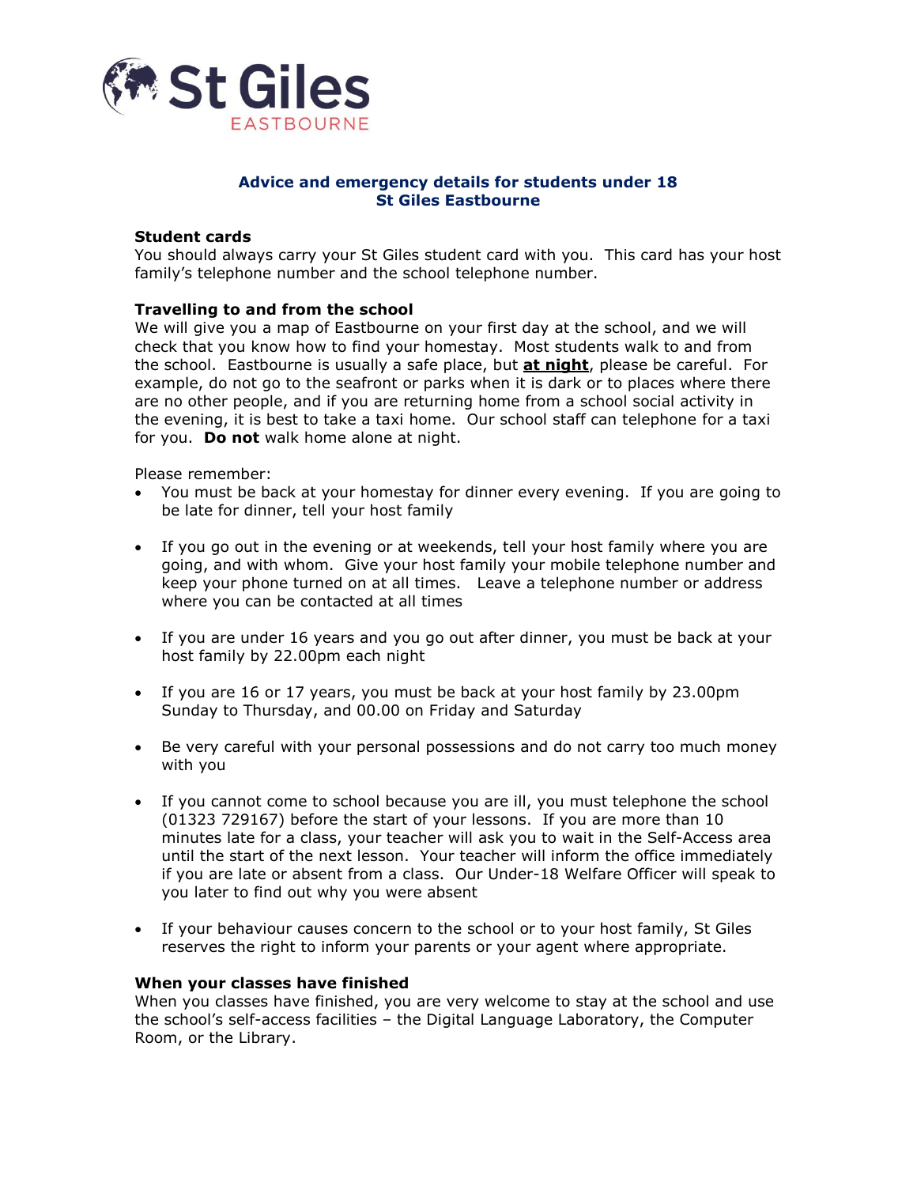# St Giles EASTBOURNE

## Advice and emergency details for students under 18
## St Giles Eastbourne

### Student cards

You should always carry your St Giles student card with you. This card has your host family's telephone number and the school telephone number.

### Travelling to and from the school

We will give you a map of Eastbourne on your first day at the school, and we will check that you know how to find your homestay. Most students walk to and from the school. Eastbourne is usually a safe place, but **at night**, please be careful. For example, do not go to the seafront or parks when it is dark or to places where there are no other people, and if you are returning home from a school social activity in the evening, it is best to take a taxi home. Our school staff can telephone for a taxi for you. **Do not** walk home alone at night.

Please remember:

- You must be back at your homestay for dinner every evening. If you are going to be late for dinner, tell your host family
- If you go out in the evening or at weekends, tell your host family where you are going, and with whom. Give your host family your mobile telephone number and keep your phone turned on at all times. Leave a telephone number or address where you can be contacted at all times
- If you are under 16 years and you go out after dinner, you must be back at your host family by 22.00pm each night
- If you are 16 or 17 years, you must be back at your host family by 23.00pm Sunday to Thursday, and 00.00 on Friday and Saturday
- Be very careful with your personal possessions and do not carry too much money with you
- If you cannot come to school because you are ill, you must telephone the school (01323 729167) before the start of your lessons. If you are more than 10 minutes late for a class, your teacher will ask you to wait in the Self-Access area until the start of the next lesson. Your teacher will inform the office immediately if you are late or absent from a class. Our Under-18 Welfare Officer will speak to you later to find out why you were absent
- If your behaviour causes concern to the school or to your host family, St Giles reserves the right to inform your parents or your agent where appropriate.

### When your classes have finished

When you classes have finished, you are very welcome to stay at the school and use the school's self-access facilities – the Digital Language Laboratory, the Computer Room, or the Library.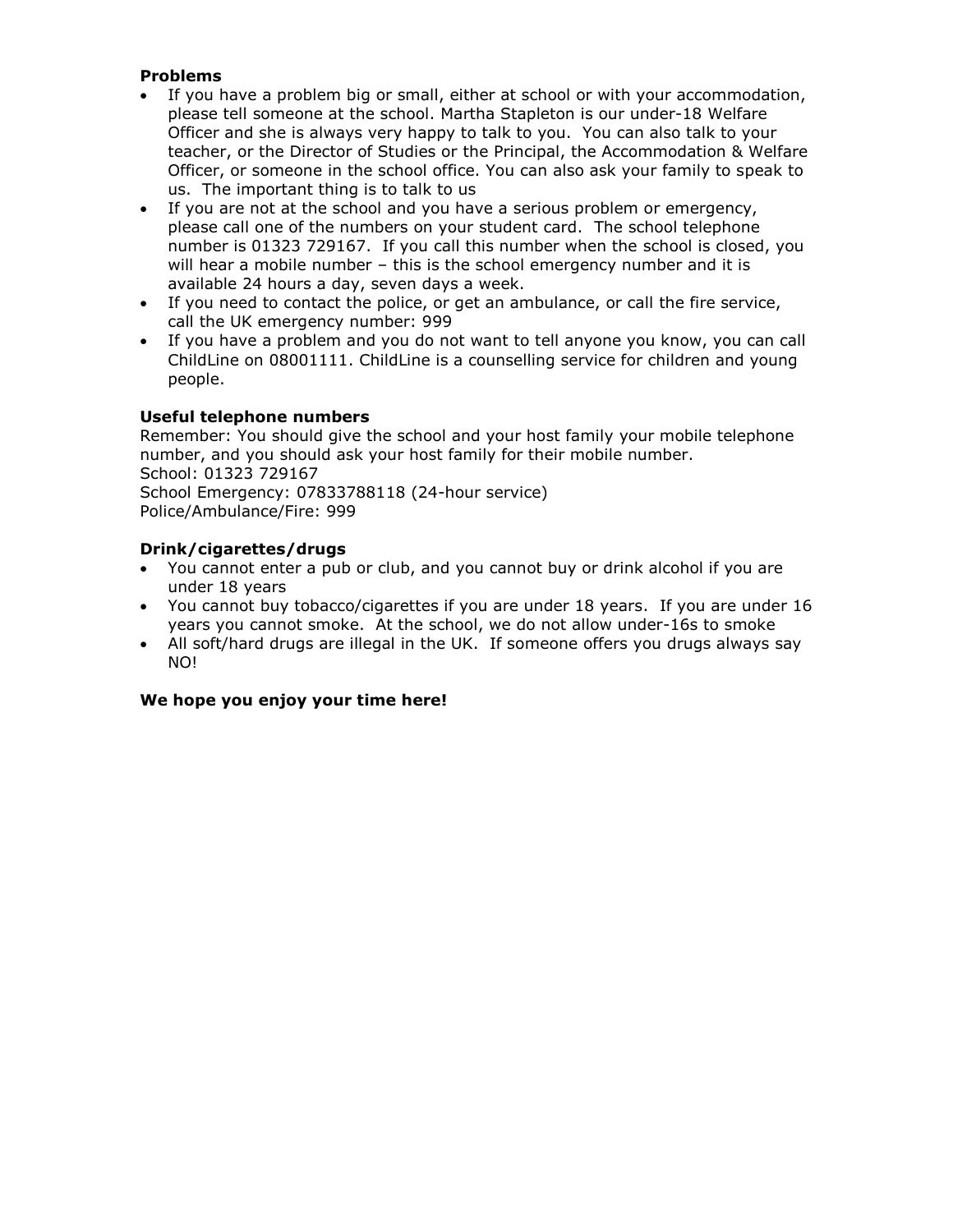**Problems**

- If you have a problem big or small, either at school or with your accommodation, please tell someone at the school. Martha Stapleton is our under-18 Welfare Officer and she is always very happy to talk to you. You can also talk to your teacher, or the Director of Studies or the Principal, the Accommodation & Welfare Officer, or someone in the school office. You can also ask your family to speak to us. The important thing is to talk to us
- If you are not at the school and you have a serious problem or emergency, please call one of the numbers on your student card. The school telephone number is 01323 729167. If you call this number when the school is closed, you will hear a mobile number – this is the school emergency number and it is available 24 hours a day, seven days a week.
- If you need to contact the police, or get an ambulance, or call the fire service, call the UK emergency number: 999
- If you have a problem and you do not want to tell anyone you know, you can call ChildLine on 08001111. ChildLine is a counselling service for children and young people.

**Useful telephone numbers**

Remember: You should give the school and your host family your mobile telephone number, and you should ask your host family for their mobile number.
School: 01323 729167
School Emergency: 07833788118 (24-hour service)
Police/Ambulance/Fire: 999

**Drink/cigarettes/drugs**

- You cannot enter a pub or club, and you cannot buy or drink alcohol if you are under 18 years
- You cannot buy tobacco/cigarettes if you are under 18 years. If you are under 16 years you cannot smoke. At the school, we do not allow under-16s to smoke
- All soft/hard drugs are illegal in the UK. If someone offers you drugs always say NO!

**We hope you enjoy your time here!**